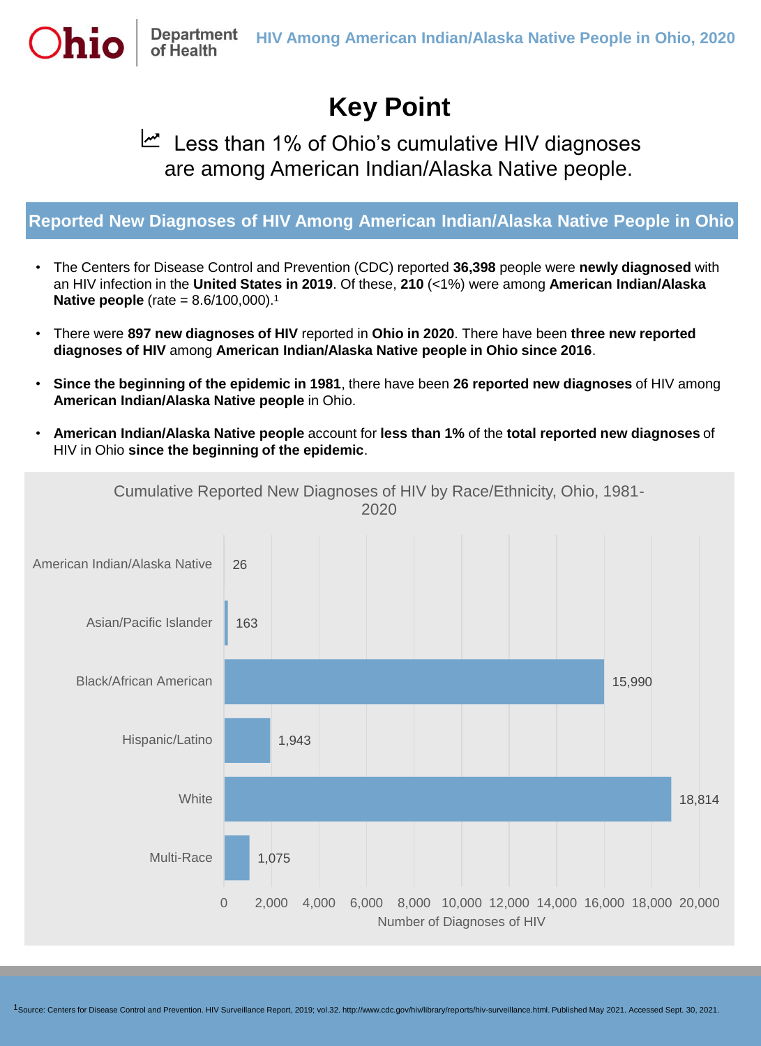# Key Point

Less than 1% of Ohio's cumulative HIV diagnoses are among American Indian/Alaska Native people.

## Reported New Diagnoses of HIV Among American Indian/Alaska Native People in Ohio

- The Centers for Disease Control and Prevention (CDC) reported **36,398** people were **newly diagnosed** with an HIV infection in the **United States in 2019**. Of these, **210** (<1%) were among **American Indian/Alaska Native people** (rate = 8.6/100,000).[1]
- There were **897 new diagnoses of HIV** reported in **Ohio in 2020**. There have been **three new reported diagnoses of HIV** among **American Indian/Alaska Native people in Ohio since 2016**.
- **Since the beginning of the epidemic in 1981**, there have been **26 reported new diagnoses** of HIV among **American Indian/Alaska Native people** in Ohio.
- **American Indian/Alaska Native people** account for **less than 1%** of the **total reported new diagnoses** of HIV in Ohio **since the beginning of the epidemic**.

Cumulative Reported New Diagnoses of HIV by Race/Ethnicity, Ohio, 1981-2020

| Race/Ethnicity | Number of Diagnoses of HIV |
|---|---|
| American Indian/Alaska Native | 26 |
| Asian/Pacific Islander | 163 |
| Black/African American | 15,990 |
| Hispanic/Latino | 1,943 |
| White | 18,814 |
| Multi-Race | 1,075 |

[1]Source: Centers for Disease Control and Prevention. HIV Surveillance Report, 2019; vol.32. http://www.cdc.gov/hiv/library/reports/hiv-surveillance.html. Published May 2021. Accessed Sept. 30, 2021.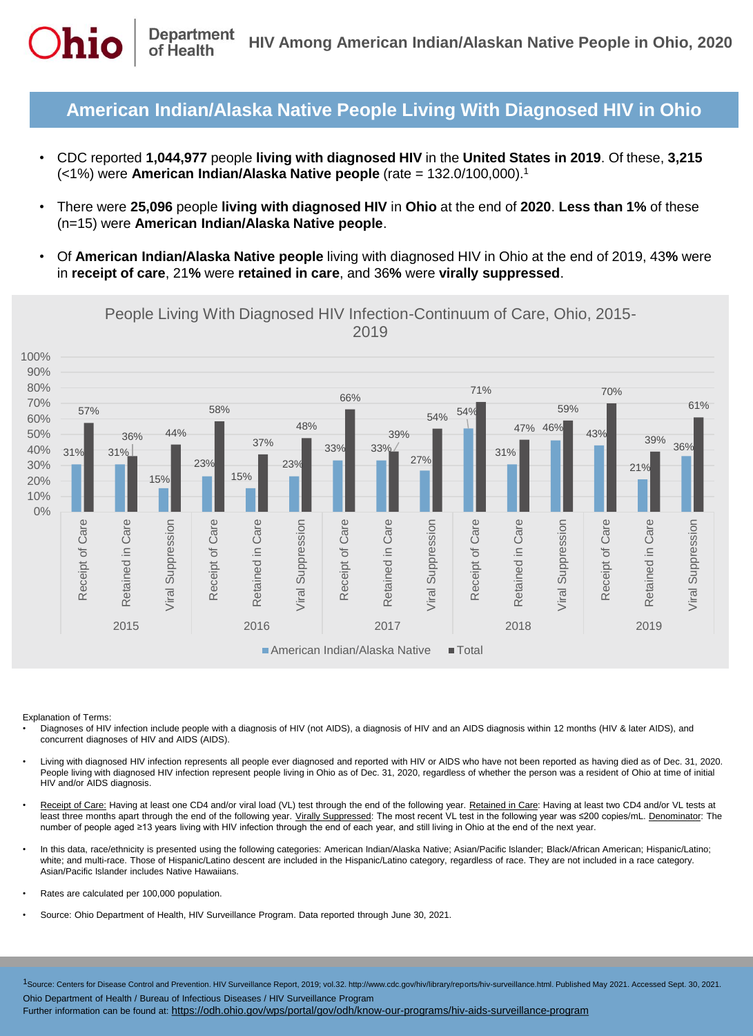# HIV Among American Indian/Alaskan Native People in Ohio, 2020

## American Indian/Alaska Native People Living With Diagnosed HIV in Ohio

- CDC reported **1,044,977** people **living with diagnosed HIV** in the **United States in 2019**. Of these, **3,215** (<1%) were **American Indian/Alaska Native people** (rate = 132.0/100,000).[1]
- There were **25,096** people **living with diagnosed HIV** in **Ohio** at the end of **2020**. **Less than 1%** of these (n=15) were **American Indian/Alaska Native people**.
- Of **American Indian/Alaska Native people** living with diagnosed HIV in Ohio at the end of 2019, 43**%** were in **receipt of care**, 21**%** were **retained in care**, and 36**%** were **virally suppressed**.

People Living With Diagnosed HIV Infection-Continuum of Care, Ohio, 2015-2019

100%
90%
80%
70%
60%
50%
40%
30%
20%
10%
0%

2015: Receipt of Care 31% 57%; Retained in Care 31% 36%; Viral Suppression 15% 44%
2016: Receipt of Care 23% 58%; Retained in Care 15% 37%; Viral Suppression 23% 48%
2017: Receipt of Care 33% 66%; Retained in Care 33% 39%; Viral Suppression 27% 54%
2018: Receipt of Care 54% 71%; Retained in Care 31% 47%; Viral Suppression 46% 59%
2019: Receipt of Care 43% 70%; Retained in Care 21% 39%; Viral Suppression 36% 61%

American Indian/Alaska Native  Total

Explanation of Terms:

- Diagnoses of HIV infection include people with a diagnosis of HIV (not AIDS), a diagnosis of HIV and an AIDS diagnosis within 12 months (HIV & later AIDS), and concurrent diagnoses of HIV and AIDS (AIDS).
- Living with diagnosed HIV infection represents all people ever diagnosed and reported with HIV or AIDS who have not been reported as having died as of Dec. 31, 2020. People living with diagnosed HIV infection represent people living in Ohio as of Dec. 31, 2020, regardless of whether the person was a resident of Ohio at time of initial HIV and/or AIDS diagnosis.
- Receipt of Care: Having at least one CD4 and/or viral load (VL) test through the end of the following year. Retained in Care: Having at least two CD4 and/or VL tests at least three months apart through the end of the following year. Virally Suppressed: The most recent VL test in the following year was ≤200 copies/mL. Denominator: The number of people aged ≥13 years living with HIV infection through the end of each year, and still living in Ohio at the end of the next year.
- In this data, race/ethnicity is presented using the following categories: American Indian/Alaska Native; Asian/Pacific Islander; Black/African American; Hispanic/Latino; white; and multi-race. Those of Hispanic/Latino descent are included in the Hispanic/Latino category, regardless of race. They are not included in a race category. Asian/Pacific Islander includes Native Hawaiians.
- Rates are calculated per 100,000 population.
- Source: Ohio Department of Health, HIV Surveillance Program. Data reported through June 30, 2021.

[1]Source: Centers for Disease Control and Prevention. HIV Surveillance Report, 2019; vol.32. http://www.cdc.gov/hiv/library/reports/hiv-surveillance.html. Published May 2021. Accessed Sept. 30, 2021.

Ohio Department of Health / Bureau of Infectious Diseases / HIV Surveillance Program

Further information can be found at: https://odh.ohio.gov/wps/portal/gov/odh/know-our-programs/hiv-aids-surveillance-program